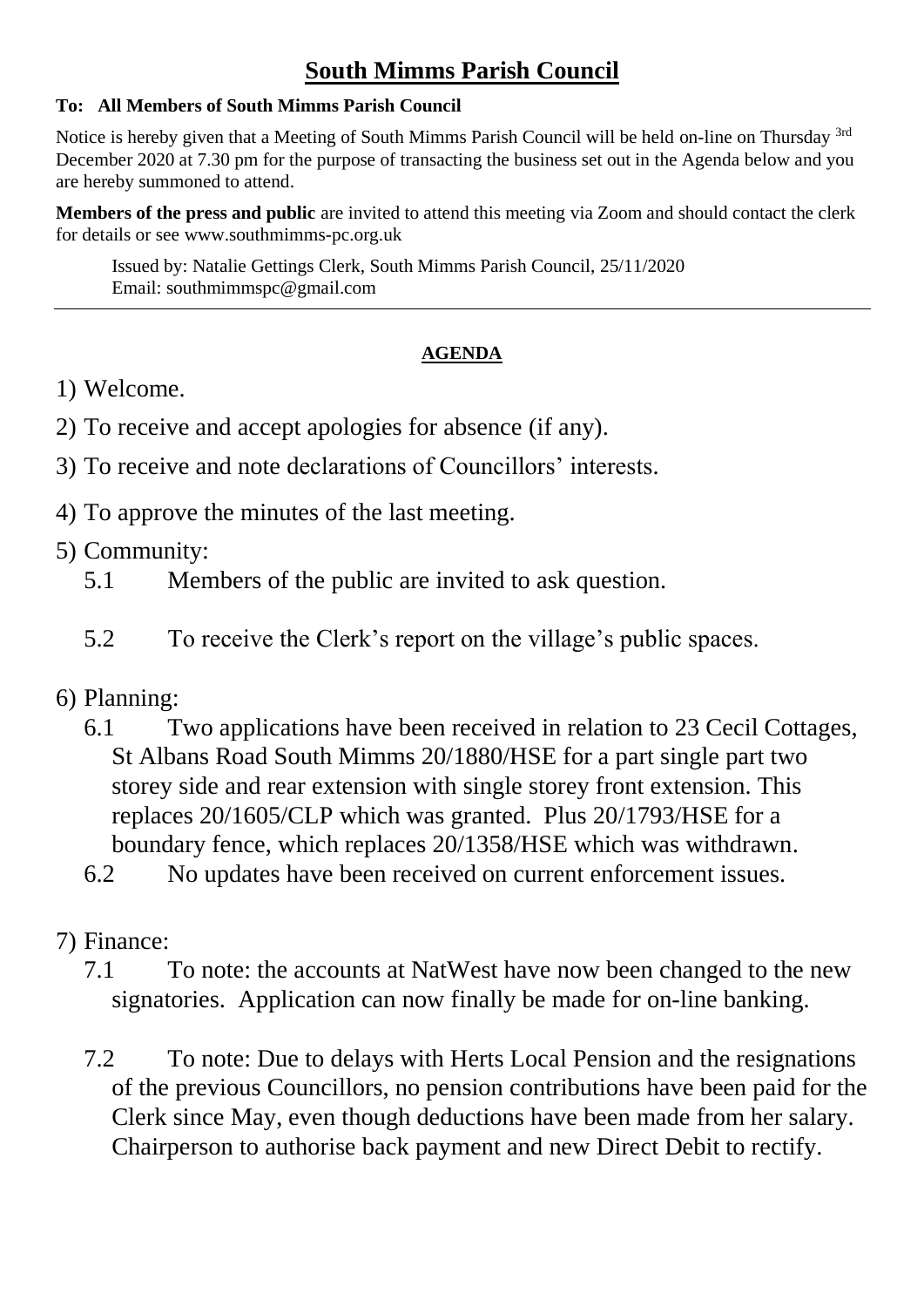# South Mimms Parish Council

**To: All Members of South Mimms Parish Council**

Notice is hereby given that a Meeting of South Mimms Parish Council will be held on-line on Thursday 3rd December 2020 at 7.30 pm for the purpose of transacting the business set out in the Agenda below and you are hereby summoned to attend.

**Members of the press and public** are invited to attend this meeting via Zoom and should contact the clerk for details or see www.southmimms-pc.org.uk

Issued by: Natalie Gettings Clerk, South Mimms Parish Council, 25/11/2020
Email: southmimmspc@gmail.com

---

## AGENDA

1) Welcome.

2) To receive and accept apologies for absence (if any).

3) To receive and note declarations of Councillors' interests.

4) To approve the minutes of the last meeting.

5) Community:

   5.1 Members of the public are invited to ask question.

   5.2 To receive the Clerk's report on the village's public spaces.

6) Planning:

   6.1 Two applications have been received in relation to 23 Cecil Cottages, St Albans Road South Mimms 20/1880/HSE for a part single part two storey side and rear extension with single storey front extension. This replaces 20/1605/CLP which was granted. Plus 20/1793/HSE for a boundary fence, which replaces 20/1358/HSE which was withdrawn.

   6.2 No updates have been received on current enforcement issues.

7) Finance:

   7.1 To note: the accounts at NatWest have now been changed to the new signatories. Application can now finally be made for on-line banking.

   7.2 To note: Due to delays with Herts Local Pension and the resignations of the previous Councillors, no pension contributions have been paid for the Clerk since May, even though deductions have been made from her salary. Chairperson to authorise back payment and new Direct Debit to rectify.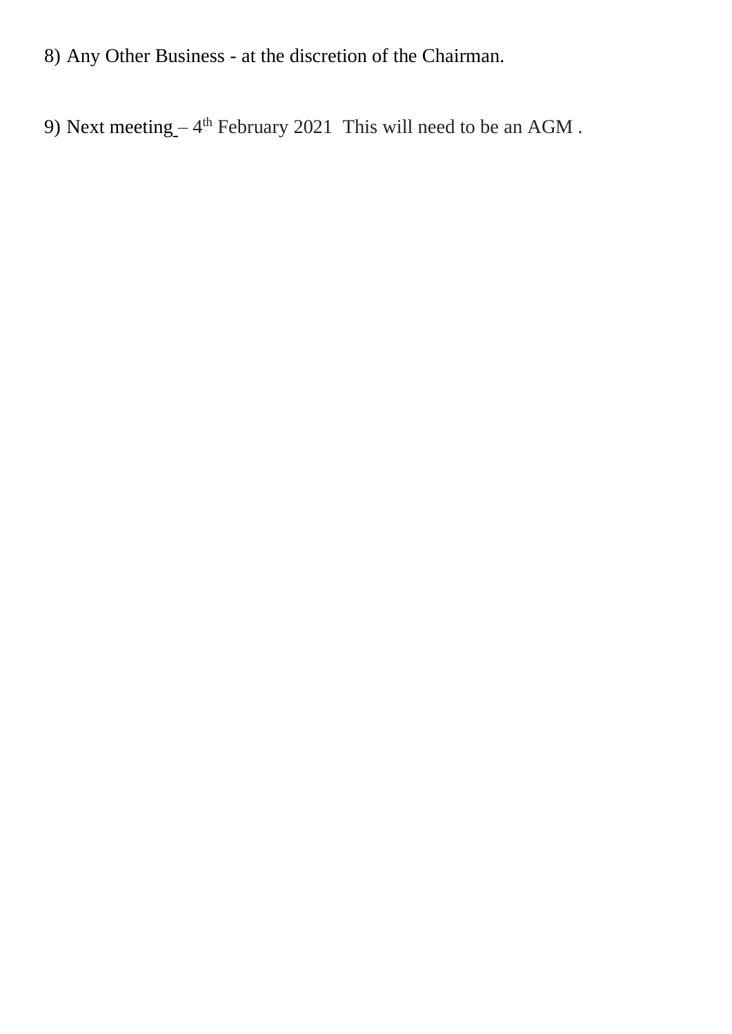8) Any Other Business - at the discretion of the Chairman.

9) Next meeting – 4th February 2021  This will need to be an AGM .